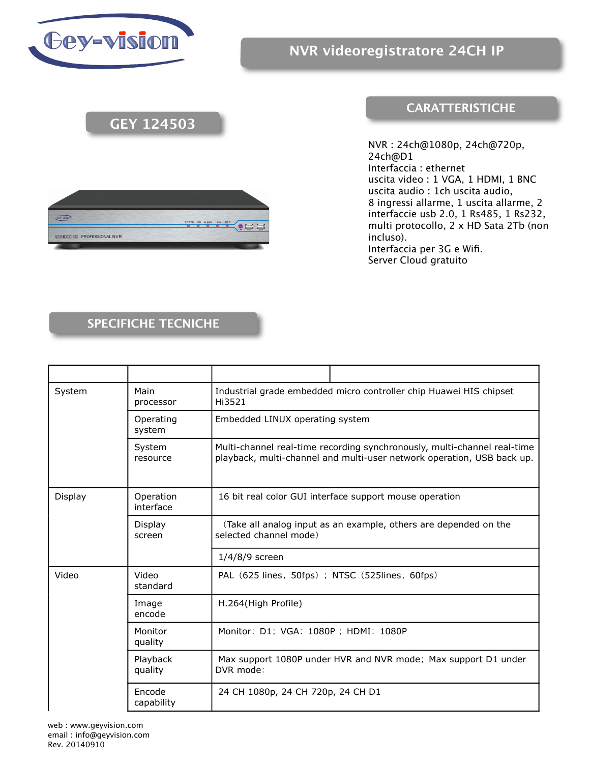# NVR videoregistratore 24CH IP

## GEY 124503

## CARATTERISTICHE

NVR : 24ch@1080p, 24ch@720p, 24ch@D1
Interfaccia : ethernet
uscita video : 1 VGA, 1 HDMI, 1 BNC
uscita audio : 1ch uscita audio,
8 ingressi allarme, 1 uscita allarme, 2 interfaccie usb 2.0, 1 Rs485, 1 Rs232, multi protocollo, 2 x HD Sata 2Tb (non incluso).
Interfaccia per 3G e Wifi.
Server Cloud gratuito

## SPECIFICHE TECNICHE

| | | | |
|---|---|---|---|
| System | Main processor | Industrial grade embedded micro controller chip Huawei HIS chipset Hi3521 | |
| | Operating system | Embedded LINUX operating system | |
| | System resource | Multi-channel real-time recording synchronously, multi-channel real-time playback, multi-channel and multi-user network operation, USB back up. | |
| Display | Operation interface | 16 bit real color GUI interface support mouse operation | |
| | Display screen | （Take all analog input as an example, others are depended on the selected channel mode） | |
| | | 1/4/8/9 screen | |
| Video | Video standard | PAL（625 lines，50fps）； NTSC（525lines，60fps） | |
| | Image encode | H.264(High Profile) | |
| | Monitor quality | Monitor：D1；VGA：1080P ；HDMI：1080P | |
| | Playback quality | Max support 1080P under HVR and NVR mode；Max support D1 under DVR mode： | |
| | Encode capability | 24 CH 1080p, 24 CH 720p, 24 CH D1 | |

web : www.geyvision.com
email : info@geyvision.com
Rev. 20140910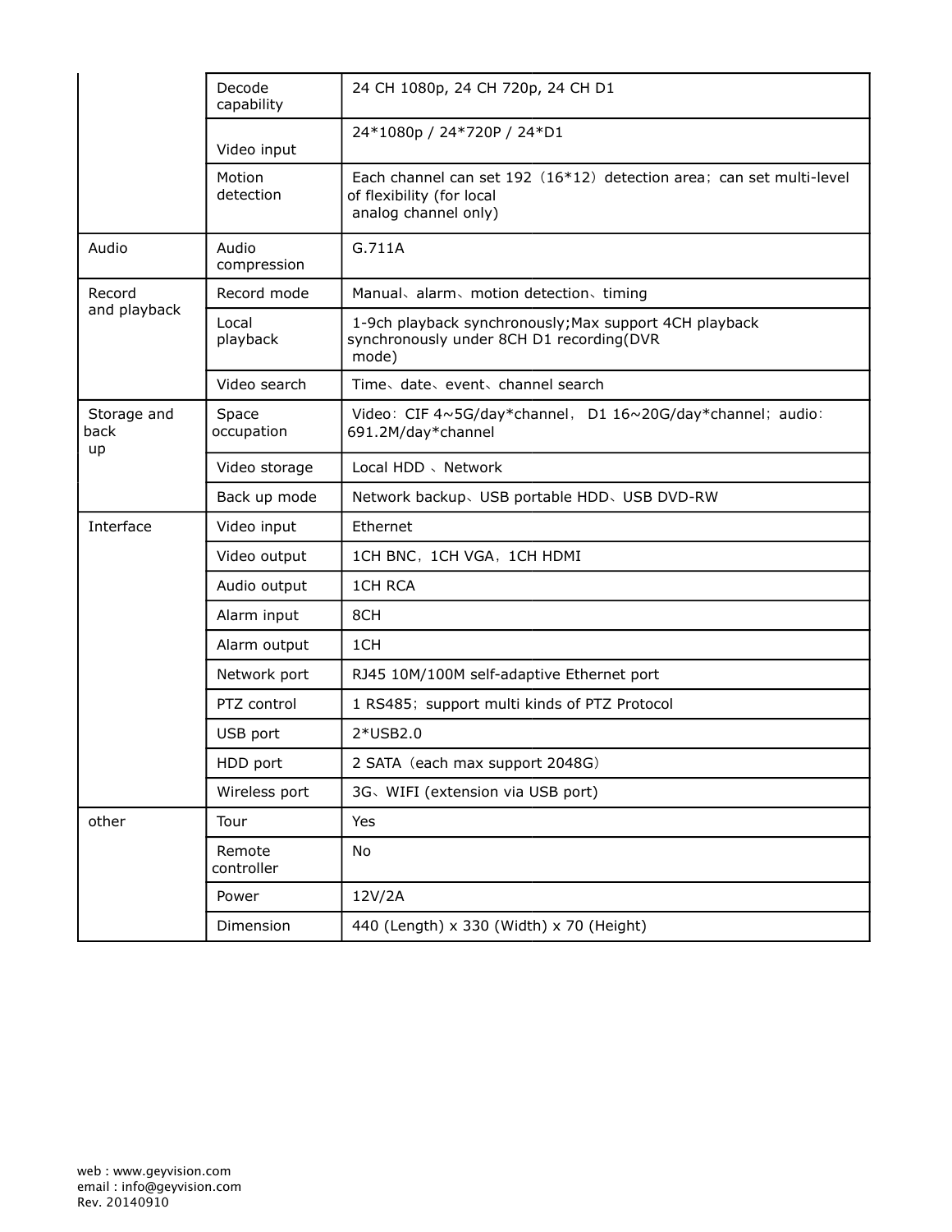| | | |
|---|---|---|
| | Decode capability | 24 CH 1080p, 24 CH 720p, 24 CH D1 |
| | Video input | 24*1080p / 24*720P / 24*D1 |
| | Motion detection | Each channel can set 192（16*12）detection area；can set multi-level of flexibility (for local analog channel only) |
| Audio | Audio compression | G.711A |
| Record and playback | Record mode | Manual、alarm、motion detection、timing |
| | Local playback | 1-9ch playback synchronously;Max support 4CH playback synchronously under 8CH D1 recording(DVR mode) |
| | Video search | Time、date、event、channel search |
| Storage and back up | Space occupation | Video：CIF 4~5G/day*channel， D1 16~20G/day*channel；audio：691.2M/day*channel |
| | Video storage | Local HDD 、Network |
| | Back up mode | Network backup、USB portable HDD、USB DVD-RW |
| Interface | Video input | Ethernet |
| | Video output | 1CH BNC，1CH VGA，1CH HDMI |
| | Audio output | 1CH RCA |
| | Alarm input | 8CH |
| | Alarm output | 1CH |
| | Network port | RJ45 10M/100M self-adaptive Ethernet port |
| | PTZ control | 1 RS485；support multi kinds of PTZ Protocol |
| | USB port | 2*USB2.0 |
| | HDD port | 2 SATA（each max support 2048G） |
| | Wireless port | 3G、WIFI (extension via USB port) |
| other | Tour | Yes |
| | Remote controller | No |
| | Power | 12V/2A |
| | Dimension | 440 (Length) x 330 (Width) x 70 (Height) |

web : www.geyvision.com
email : info@geyvision.com
Rev. 20140910